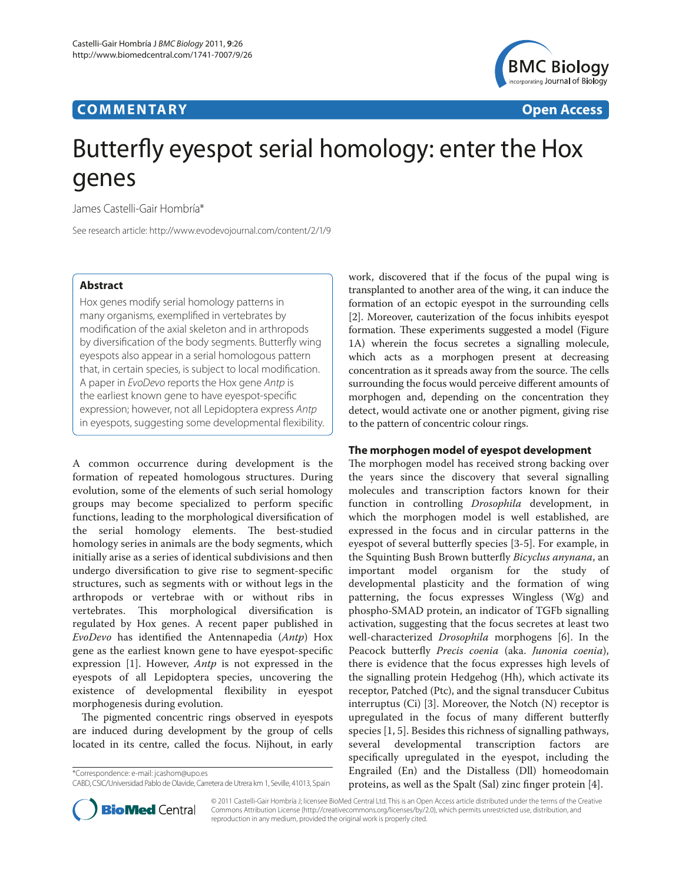**COMMENTARY** **Open Access**

# Butterfly eyespot serial homology: enter the Hox genes

James Castelli-Gair Hombría*

See research article: http://www.evodevojournal.com/content/2/1/9

## Abstract

Hox genes modify serial homology patterns in many organisms, exemplified in vertebrates by modification of the axial skeleton and in arthropods by diversification of the body segments. Butterfly wing eyespots also appear in a serial homologous pattern that, in certain species, is subject to local modification. A paper in *EvoDevo* reports the Hox gene *Antp* is the earliest known gene to have eyespot-specific expression; however, not all Lepidoptera express *Antp* in eyespots, suggesting some developmental flexibility.

A common occurrence during development is the formation of repeated homologous structures. During evolution, some of the elements of such serial homology groups may become specialized to perform specific functions, leading to the morphological diversification of the serial homology elements. The best-studied homology series in animals are the body segments, which initially arise as a series of identical subdivisions and then undergo diversification to give rise to segment-specific structures, such as segments with or without legs in the arthropods or vertebrae with or without ribs in vertebrates. This morphological diversification is regulated by Hox genes. A recent paper published in *EvoDevo* has identified the Antennapedia (*Antp*) Hox gene as the earliest known gene to have eyespot-specific expression [1]. However, *Antp* is not expressed in the eyespots of all Lepidoptera species, uncovering the existence of developmental flexibility in eyespot morphogenesis during evolution.

The pigmented concentric rings observed in eyespots are induced during development by the group of cells located in its centre, called the focus. Nijhout, in early work, discovered that if the focus of the pupal wing is transplanted to another area of the wing, it can induce the formation of an ectopic eyespot in the surrounding cells [2]. Moreover, cauterization of the focus inhibits eyespot formation. These experiments suggested a model (Figure 1A) wherein the focus secretes a signalling molecule, which acts as a morphogen present at decreasing concentration as it spreads away from the source. The cells surrounding the focus would perceive different amounts of morphogen and, depending on the concentration they detect, would activate one or another pigment, giving rise to the pattern of concentric colour rings.

## The morphogen model of eyespot development

The morphogen model has received strong backing over the years since the discovery that several signalling molecules and transcription factors known for their function in controlling *Drosophila* development, in which the morphogen model is well established, are expressed in the focus and in circular patterns in the eyespot of several butterfly species [3-5]. For example, in the Squinting Bush Brown butterfly *Bicyclus anynana*, an important model organism for the study of developmental plasticity and the formation of wing patterning, the focus expresses Wingless (Wg) and phospho-SMAD protein, an indicator of TGFb signalling activation, suggesting that the focus secretes at least two well-characterized *Drosophila* morphogens [6]. In the Peacock butterfly *Precis coenia* (aka. *Junonia coenia*), there is evidence that the focus expresses high levels of the signalling protein Hedgehog (Hh), which activate its receptor, Patched (Ptc), and the signal transducer Cubitus interruptus (Ci) [3]. Moreover, the Notch (N) receptor is upregulated in the focus of many different butterfly species [1, 5]. Besides this richness of signalling pathways, several developmental transcription factors are specifically upregulated in the eyespot, including the Engrailed (En) and the Distalless (Dll) homeodomain proteins, as well as the Spalt (Sal) zinc finger protein [4].

*Correspondence: e-mail: jcashom@upo.es
CABD, CSIC/Universidad Pablo de Olavide, Carretera de Utrera km 1, Seville, 41013, Spain

© 2011 Castelli-Gair Hombría J; licensee BioMed Central Ltd. This is an Open Access article distributed under the terms of the Creative Commons Attribution License (http://creativecommons.org/licenses/by/2.0), which permits unrestricted use, distribution, and reproduction in any medium, provided the original work is properly cited.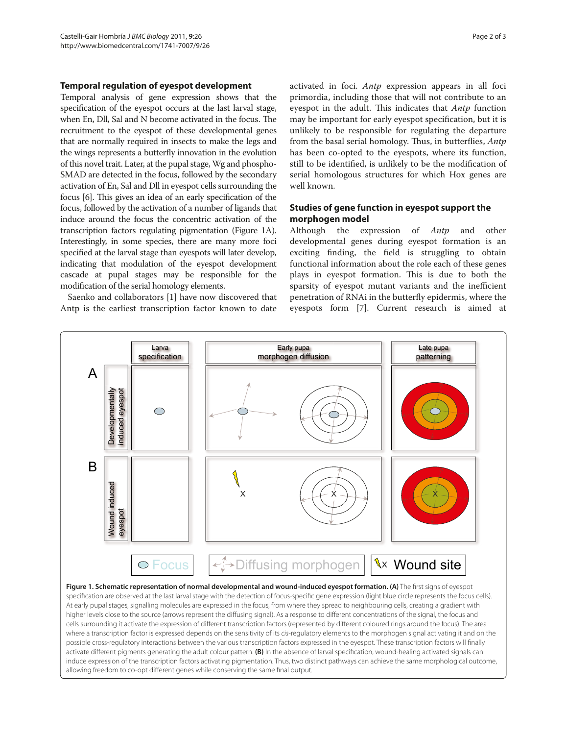## Temporal regulation of eyespot development

Temporal analysis of gene expression shows that the specification of the eyespot occurs at the last larval stage, when En, Dll, Sal and N become activated in the focus. The recruitment to the eyespot of these developmental genes that are normally required in insects to make the legs and the wings represents a butterfly innovation in the evolution of this novel trait. Later, at the pupal stage, Wg and phospho-SMAD are detected in the focus, followed by the secondary activation of En, Sal and Dll in eyespot cells surrounding the focus [6]. This gives an idea of an early specification of the focus, followed by the activation of a number of ligands that induce around the focus the concentric activation of the transcription factors regulating pigmentation (Figure 1A). Interestingly, in some species, there are many more foci specified at the larval stage than eyespots will later develop, indicating that modulation of the eyespot development cascade at pupal stages may be responsible for the modification of the serial homology elements.

Saenko and collaborators [1] have now discovered that Antp is the earliest transcription factor known to date activated in foci. *Antp* expression appears in all foci primordia, including those that will not contribute to an eyespot in the adult. This indicates that *Antp* function may be important for early eyespot specification, but it is unlikely to be responsible for regulating the departure from the basal serial homology. Thus, in butterflies, *Antp* has been co-opted to the eyespots, where its function, still to be identified, is unlikely to be the modification of serial homologous structures for which Hox genes are well known.

## Studies of gene function in eyespot support the morphogen model

Although the expression of *Antp* and other developmental genes during eyespot formation is an exciting finding, the field is struggling to obtain functional information about the role each of these genes plays in eyespot formation. This is due to both the sparsity of eyespot mutant variants and the inefficient penetration of RNAi in the butterfly epidermis, where the eyespots form [7]. Current research is aimed at

Larva
specification

Early pupa
morphogen diffusion

Late pupa
patterning

A

Developmentally induced eyespot

B

Wound induced eyespot

Focus

Diffusing morphogen

Wound site

**Figure 1. Schematic representation of normal developmental and wound-induced eyespot formation. (A)** The first signs of eyespot specification are observed at the last larval stage with the detection of focus-specific gene expression (light blue circle represents the focus cells). At early pupal stages, signalling molecules are expressed in the focus, from where they spread to neighbouring cells, creating a gradient with higher levels close to the source (arrows represent the diffusing signal). As a response to different concentrations of the signal, the focus and cells surrounding it activate the expression of different transcription factors (represented by different coloured rings around the focus). The area where a transcription factor is expressed depends on the sensitivity of its *cis*-regulatory elements to the morphogen signal activating it and on the possible cross-regulatory interactions between the various transcription factors expressed in the eyespot. These transcription factors will finally activate different pigments generating the adult colour pattern. **(B)** In the absence of larval specification, wound-healing activated signals can induce expression of the transcription factors activating pigmentation. Thus, two distinct pathways can achieve the same morphological outcome, allowing freedom to co-opt different genes while conserving the same final output.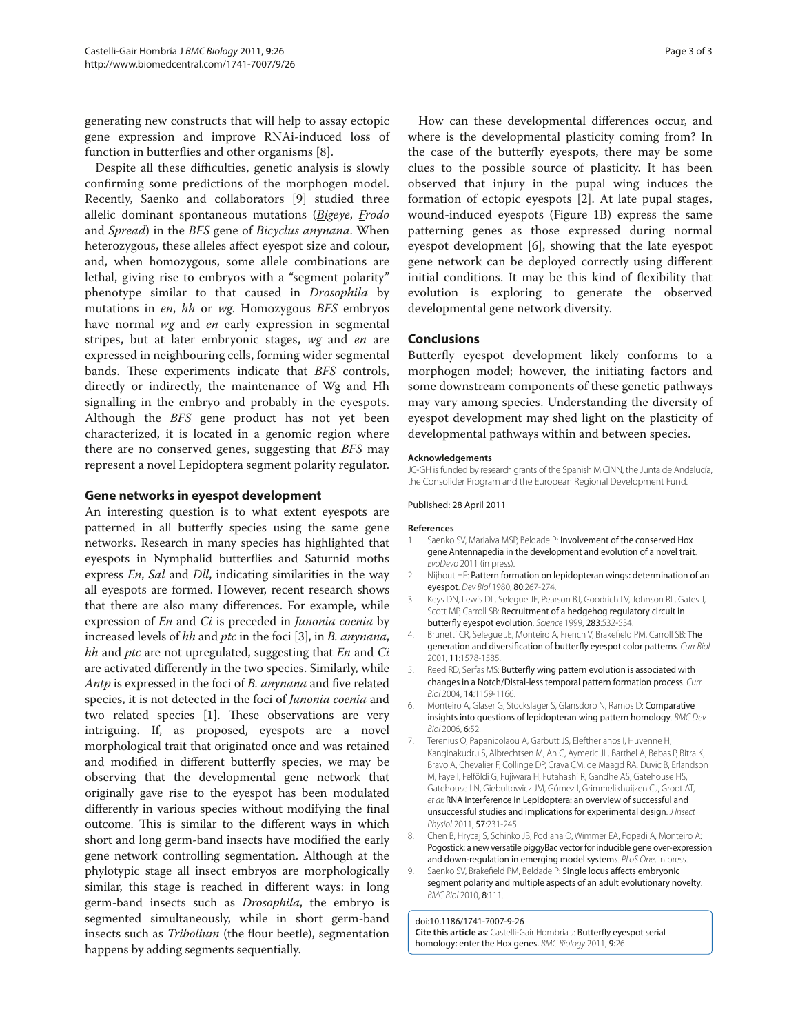generating new constructs that will help to assay ectopic gene expression and improve RNAi-induced loss of function in butterflies and other organisms [8].

Despite all these difficulties, genetic analysis is slowly confirming some predictions of the morphogen model. Recently, Saenko and collaborators [9] studied three allelic dominant spontaneous mutations (*Bigeye*, *Frodo* and *Spread*) in the *BFS* gene of *Bicyclus anynana*. When heterozygous, these alleles affect eyespot size and colour, and, when homozygous, some allele combinations are lethal, giving rise to embryos with a "segment polarity" phenotype similar to that caused in *Drosophila* by mutations in *en*, *hh* or *wg*. Homozygous *BFS* embryos have normal *wg* and *en* early expression in segmental stripes, but at later embryonic stages, *wg* and *en* are expressed in neighbouring cells, forming wider segmental bands. These experiments indicate that *BFS* controls, directly or indirectly, the maintenance of Wg and Hh signalling in the embryo and probably in the eyespots. Although the *BFS* gene product has not yet been characterized, it is located in a genomic region where there are no conserved genes, suggesting that *BFS* may represent a novel Lepidoptera segment polarity regulator.

## Gene networks in eyespot development

An interesting question is to what extent eyespots are patterned in all butterfly species using the same gene networks. Research in many species has highlighted that eyespots in Nymphalid butterflies and Saturnid moths express *En*, *Sal* and *Dll*, indicating similarities in the way all eyespots are formed. However, recent research shows that there are also many differences. For example, while expression of *En* and *Ci* is preceded in *Junonia coenia* by increased levels of *hh* and *ptc* in the foci [3], in *B. anynana*, *hh* and *ptc* are not upregulated, suggesting that *En* and *Ci* are activated differently in the two species. Similarly, while *Antp* is expressed in the foci of *B. anynana* and five related species, it is not detected in the foci of *Junonia coenia* and two related species [1]. These observations are very intriguing. If, as proposed, eyespots are a novel morphological trait that originated once and was retained and modified in different butterfly species, we may be observing that the developmental gene network that originally gave rise to the eyespot has been modulated differently in various species without modifying the final outcome. This is similar to the different ways in which short and long germ-band insects have modified the early gene network controlling segmentation. Although at the phylotypic stage all insect embryos are morphologically similar, this stage is reached in different ways: in long germ-band insects such as *Drosophila*, the embryo is segmented simultaneously, while in short germ-band insects such as *Tribolium* (the flour beetle), segmentation happens by adding segments sequentially.

How can these developmental differences occur, and where is the developmental plasticity coming from? In the case of the butterfly eyespots, there may be some clues to the possible source of plasticity. It has been observed that injury in the pupal wing induces the formation of ectopic eyespots [2]. At late pupal stages, wound-induced eyespots (Figure 1B) express the same patterning genes as those expressed during normal eyespot development [6], showing that the late eyespot gene network can be deployed correctly using different initial conditions. It may be this kind of flexibility that evolution is exploring to generate the observed developmental gene network diversity.

## Conclusions

Butterfly eyespot development likely conforms to a morphogen model; however, the initiating factors and some downstream components of these genetic pathways may vary among species. Understanding the diversity of eyespot development may shed light on the plasticity of developmental pathways within and between species.

#### Acknowledgements

JC-GH is funded by research grants of the Spanish MICINN, the Junta de Andalucía, the Consolider Program and the European Regional Development Fund.

Published: 28 April 2011

#### References

1. Saenko SV, Marialva MSP, Beldade P: Involvement of the conserved Hox gene Antennapedia in the development and evolution of a novel trait. *EvoDevo* 2011 (in press).
2. Nijhout HF: Pattern formation on lepidopteran wings: determination of an eyespot. *Dev Biol* 1980, 80:267-274.
3. Keys DN, Lewis DL, Selegue JE, Pearson BJ, Goodrich LV, Johnson RL, Gates J, Scott MP, Carroll SB: Recruitment of a hedgehog regulatory circuit in butterfly eyespot evolution. *Science* 1999, 283:532-534.
4. Brunetti CR, Selegue JE, Monteiro A, French V, Brakefield PM, Carroll SB: The generation and diversification of butterfly eyespot color patterns. *Curr Biol* 2001, 11:1578-1585.
5. Reed RD, Serfas MS: Butterfly wing pattern evolution is associated with changes in a Notch/Distal-less temporal pattern formation process. *Curr Biol* 2004, 14:1159-1166.
6. Monteiro A, Glaser G, Stockslager S, Glansdorp N, Ramos D: Comparative insights into questions of lepidopteran wing pattern homology. *BMC Dev Biol* 2006, 6:52.
7. Terenius O, Papanicolaou A, Garbutt JS, Eleftherianos I, Huvenne H, Kanginakudru S, Albrechtsen M, An C, Aymeric JL, Barthel A, Bebas P, Bitra K, Bravo A, Chevalier F, Collinge DP, Crava CM, de Maagd RA, Duvic B, Erlandson M, Faye I, Felföldi G, Fujiwara H, Futahashi R, Gandhe AS, Gatehouse HS, Gatehouse LN, Giebultowicz JM, Gómez I, Grimmelikhuijzen CJ, Groot AT, *et al*: RNA interference in Lepidoptera: an overview of successful and unsuccessful studies and implications for experimental design. *J Insect Physiol* 2011, 57:231-245.
8. Chen B, Hrycaj S, Schinko JB, Podlaha O, Wimmer EA, Popadi A, Monteiro A: Pogostick: a new versatile piggyBac vector for inducible gene over-expression and down-regulation in emerging model systems. *PLoS One*, in press.
9. Saenko SV, Brakefield PM, Beldade P: Single locus affects embryonic segment polarity and multiple aspects of an adult evolutionary novelty. *BMC Biol* 2010, 8:111.

doi:10.1186/1741-7007-9-26

**Cite this article as**: Castelli-Gair Hombría J: Butterfly eyespot serial homology: enter the Hox genes. *BMC Biology* 2011, 9:26